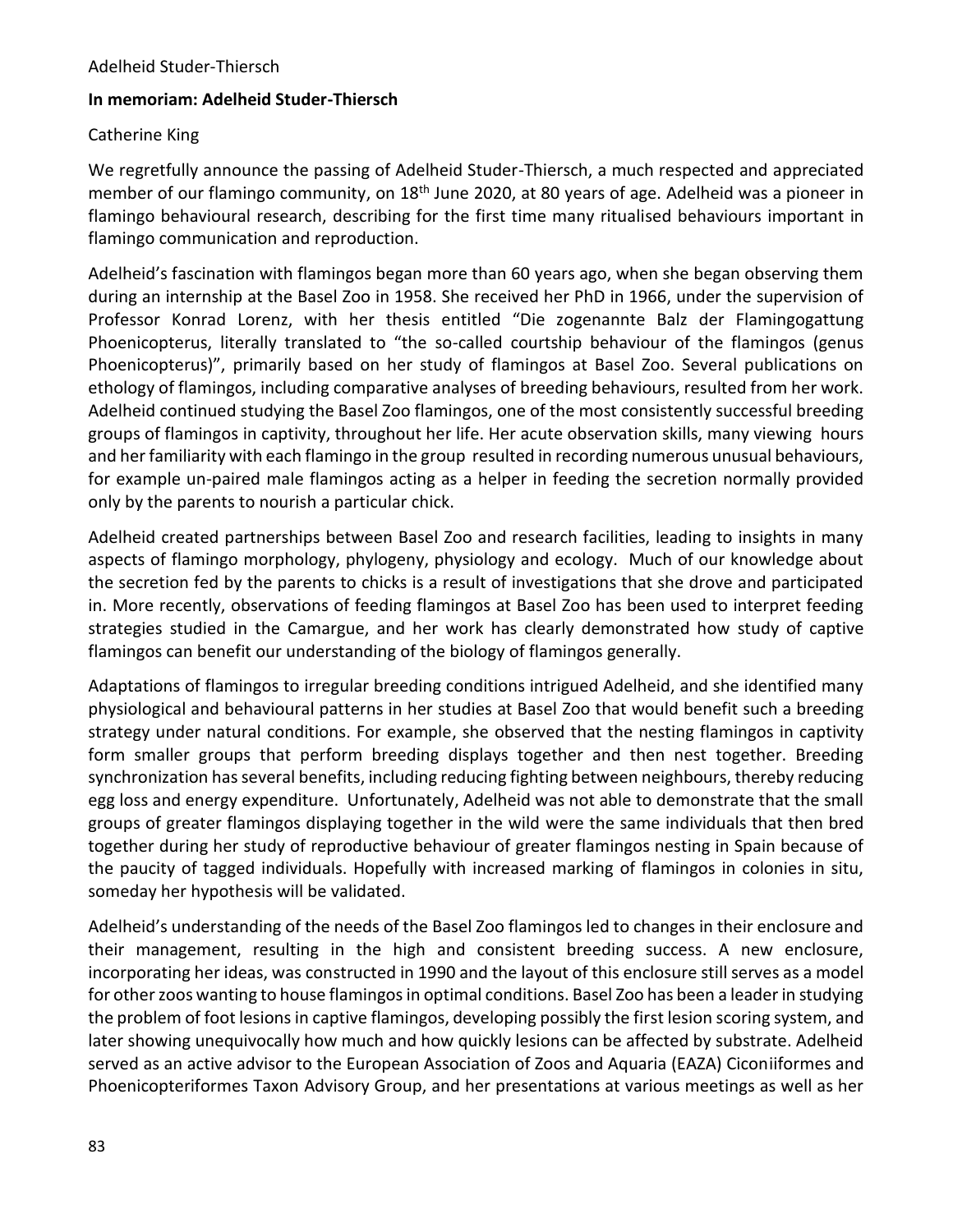## In memoriam: Adelheid Studer-Thiersch

Catherine King

We regretfully announce the passing of Adelheid Studer-Thiersch, a much respected and appreciated member of our flamingo community, on 18th June 2020, at 80 years of age. Adelheid was a pioneer in flamingo behavioural research, describing for the first time many ritualised behaviours important in flamingo communication and reproduction.

Adelheid's fascination with flamingos began more than 60 years ago, when she began observing them during an internship at the Basel Zoo in 1958. She received her PhD in 1966, under the supervision of Professor Konrad Lorenz, with her thesis entitled "Die zogenannte Balz der Flamingogattung Phoenicopterus, literally translated to "the so-called courtship behaviour of the flamingos (genus Phoenicopterus)", primarily based on her study of flamingos at Basel Zoo. Several publications on ethology of flamingos, including comparative analyses of breeding behaviours, resulted from her work. Adelheid continued studying the Basel Zoo flamingos, one of the most consistently successful breeding groups of flamingos in captivity, throughout her life. Her acute observation skills, many viewing hours and her familiarity with each flamingo in the group resulted in recording numerous unusual behaviours, for example un-paired male flamingos acting as a helper in feeding the secretion normally provided only by the parents to nourish a particular chick.

Adelheid created partnerships between Basel Zoo and research facilities, leading to insights in many aspects of flamingo morphology, phylogeny, physiology and ecology. Much of our knowledge about the secretion fed by the parents to chicks is a result of investigations that she drove and participated in. More recently, observations of feeding flamingos at Basel Zoo has been used to interpret feeding strategies studied in the Camargue, and her work has clearly demonstrated how study of captive flamingos can benefit our understanding of the biology of flamingos generally.

Adaptations of flamingos to irregular breeding conditions intrigued Adelheid, and she identified many physiological and behavioural patterns in her studies at Basel Zoo that would benefit such a breeding strategy under natural conditions. For example, she observed that the nesting flamingos in captivity form smaller groups that perform breeding displays together and then nest together. Breeding synchronization has several benefits, including reducing fighting between neighbours, thereby reducing egg loss and energy expenditure. Unfortunately, Adelheid was not able to demonstrate that the small groups of greater flamingos displaying together in the wild were the same individuals that then bred together during her study of reproductive behaviour of greater flamingos nesting in Spain because of the paucity of tagged individuals. Hopefully with increased marking of flamingos in colonies in situ, someday her hypothesis will be validated.

Adelheid's understanding of the needs of the Basel Zoo flamingos led to changes in their enclosure and their management, resulting in the high and consistent breeding success. A new enclosure, incorporating her ideas, was constructed in 1990 and the layout of this enclosure still serves as a model for other zoos wanting to house flamingos in optimal conditions. Basel Zoo has been a leader in studying the problem of foot lesions in captive flamingos, developing possibly the first lesion scoring system, and later showing unequivocally how much and how quickly lesions can be affected by substrate. Adelheid served as an active advisor to the European Association of Zoos and Aquaria (EAZA) Ciconiiformes and Phoenicopteriformes Taxon Advisory Group, and her presentations at various meetings as well as her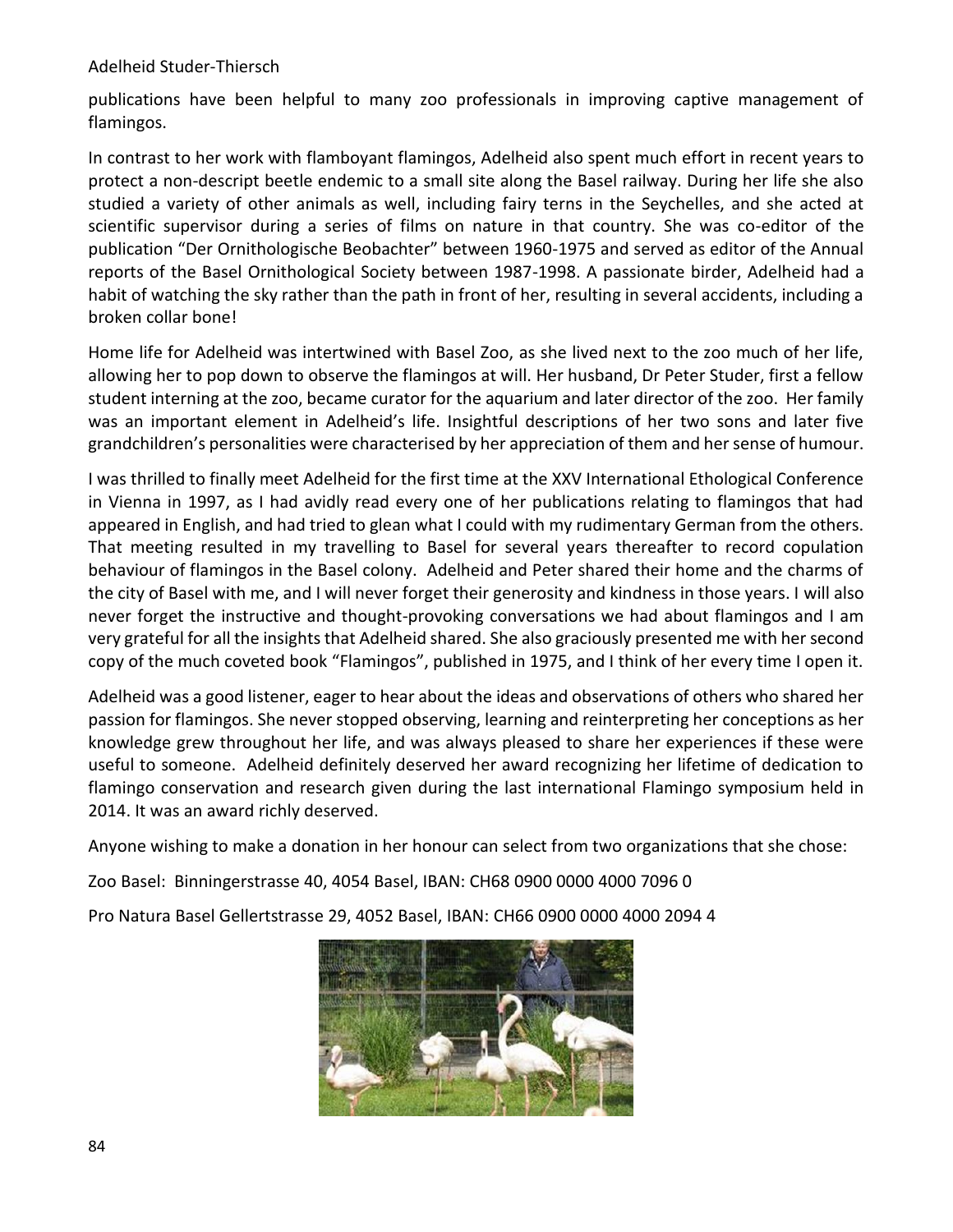publications have been helpful to many zoo professionals in improving captive management of flamingos.

In contrast to her work with flamboyant flamingos, Adelheid also spent much effort in recent years to protect a non-descript beetle endemic to a small site along the Basel railway. During her life she also studied a variety of other animals as well, including fairy terns in the Seychelles, and she acted at scientific supervisor during a series of films on nature in that country. She was co-editor of the publication "Der Ornithologische Beobachter" between 1960-1975 and served as editor of the Annual reports of the Basel Ornithological Society between 1987-1998. A passionate birder, Adelheid had a habit of watching the sky rather than the path in front of her, resulting in several accidents, including a broken collar bone!

Home life for Adelheid was intertwined with Basel Zoo, as she lived next to the zoo much of her life, allowing her to pop down to observe the flamingos at will. Her husband, Dr Peter Studer, first a fellow student interning at the zoo, became curator for the aquarium and later director of the zoo. Her family was an important element in Adelheid's life. Insightful descriptions of her two sons and later five grandchildren's personalities were characterised by her appreciation of them and her sense of humour.

I was thrilled to finally meet Adelheid for the first time at the XXV International Ethological Conference in Vienna in 1997, as I had avidly read every one of her publications relating to flamingos that had appeared in English, and had tried to glean what I could with my rudimentary German from the others. That meeting resulted in my travelling to Basel for several years thereafter to record copulation behaviour of flamingos in the Basel colony. Adelheid and Peter shared their home and the charms of the city of Basel with me, and I will never forget their generosity and kindness in those years. I will also never forget the instructive and thought-provoking conversations we had about flamingos and I am very grateful for all the insights that Adelheid shared. She also graciously presented me with her second copy of the much coveted book "Flamingos", published in 1975, and I think of her every time I open it.

Adelheid was a good listener, eager to hear about the ideas and observations of others who shared her passion for flamingos. She never stopped observing, learning and reinterpreting her conceptions as her knowledge grew throughout her life, and was always pleased to share her experiences if these were useful to someone. Adelheid definitely deserved her award recognizing her lifetime of dedication to flamingo conservation and research given during the last international Flamingo symposium held in 2014. It was an award richly deserved.

Anyone wishing to make a donation in her honour can select from two organizations that she chose:

Zoo Basel: Binningerstrasse 40, 4054 Basel, IBAN: CH68 0900 0000 4000 7096 0

Pro Natura Basel Gellertstrasse 29, 4052 Basel, IBAN: CH66 0900 0000 4000 2094 4